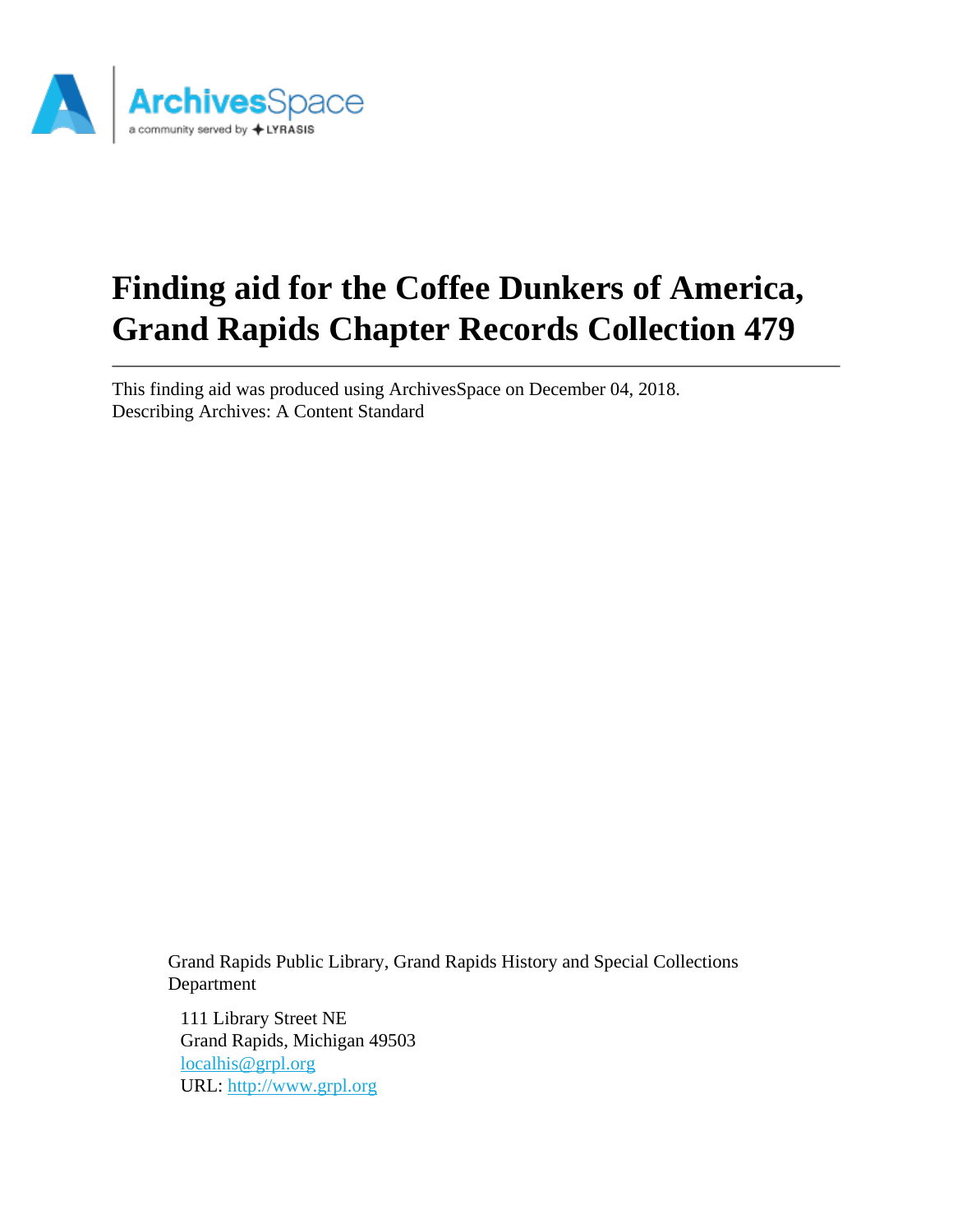# Finding aid for the Coffee Dunkers of America, Grand Rapids Chapter Records Collection 479

This finding aid was produced using ArchivesSpace on December 04, 2018.
Describing Archives: A Content Standard

Grand Rapids Public Library, Grand Rapids History and Special Collections Department

111 Library Street NE
Grand Rapids, Michigan 49503
localhis@grpl.org
URL: http://www.grpl.org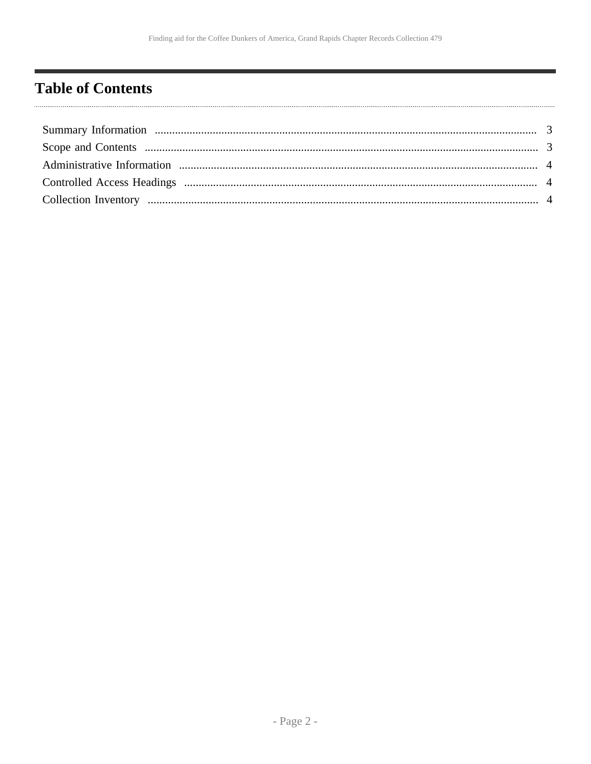# Table of Contents

- Summary Information ... 3
- Scope and Contents ... 3
- Administrative Information ... 4
- Controlled Access Headings ... 4
- Collection Inventory ... 4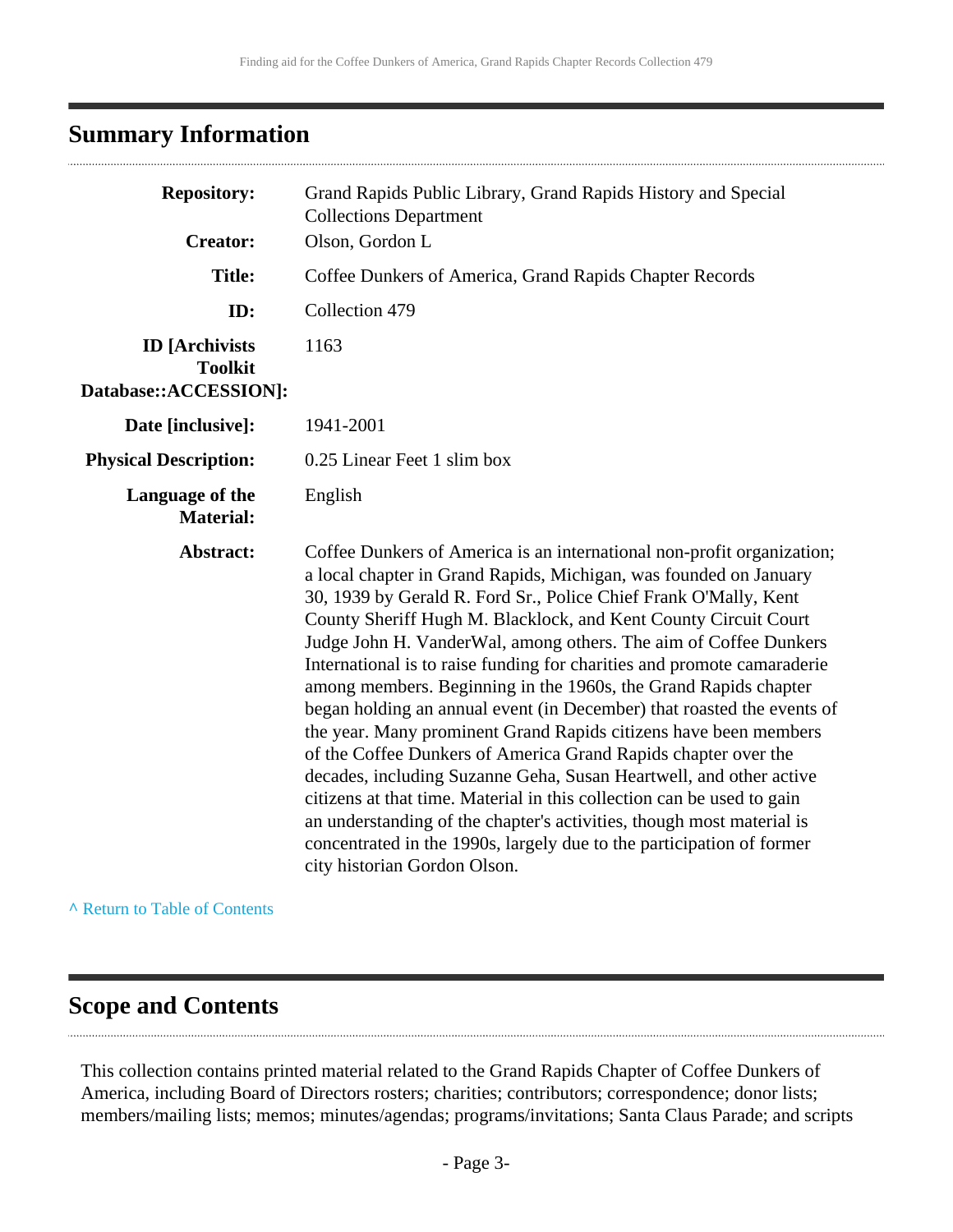## Summary Information

| | |
|---|---|
| **Repository:** | Grand Rapids Public Library, Grand Rapids History and Special Collections Department |
| **Creator:** | Olson, Gordon L |
| **Title:** | Coffee Dunkers of America, Grand Rapids Chapter Records |
| **ID:** | Collection 479 |
| **ID [Archivists Toolkit Database::ACCESSION]:** | 1163 |
| **Date [inclusive]:** | 1941-2001 |
| **Physical Description:** | 0.25 Linear Feet 1 slim box |
| **Language of the Material:** | English |
| **Abstract:** | Coffee Dunkers of America is an international non-profit organization; a local chapter in Grand Rapids, Michigan, was founded on January 30, 1939 by Gerald R. Ford Sr., Police Chief Frank O'Mally, Kent County Sheriff Hugh M. Blacklock, and Kent County Circuit Court Judge John H. VanderWal, among others. The aim of Coffee Dunkers International is to raise funding for charities and promote camaraderie among members. Beginning in the 1960s, the Grand Rapids chapter began holding an annual event (in December) that roasted the events of the year. Many prominent Grand Rapids citizens have been members of the Coffee Dunkers of America Grand Rapids chapter over the decades, including Suzanne Geha, Susan Heartwell, and other active citizens at that time. Material in this collection can be used to gain an understanding of the chapter's activities, though most material is concentrated in the 1990s, largely due to the participation of former city historian Gordon Olson. |

^ Return to Table of Contents

## Scope and Contents

This collection contains printed material related to the Grand Rapids Chapter of Coffee Dunkers of America, including Board of Directors rosters; charities; contributors; correspondence; donor lists; members/mailing lists; memos; minutes/agendas; programs/invitations; Santa Claus Parade; and scripts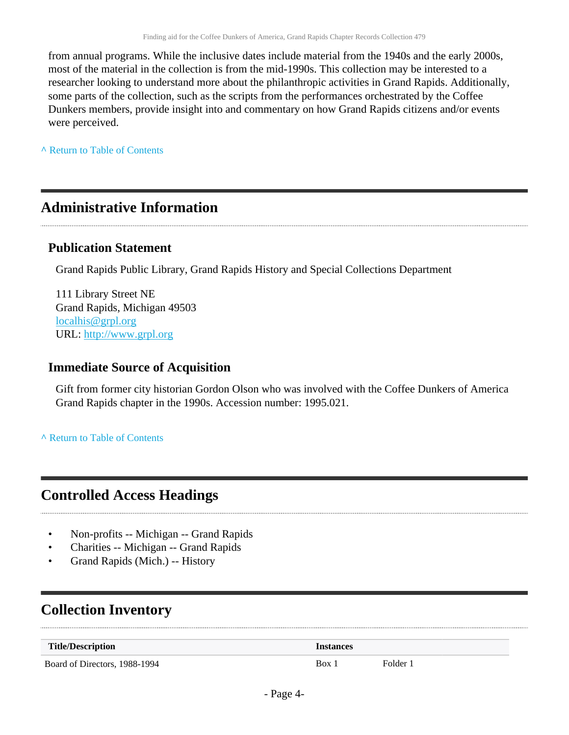from annual programs. While the inclusive dates include material from the 1940s and the early 2000s, most of the material in the collection is from the mid-1990s. This collection may be interested to a researcher looking to understand more about the philanthropic activities in Grand Rapids. Additionally, some parts of the collection, such as the scripts from the performances orchestrated by the Coffee Dunkers members, provide insight into and commentary on how Grand Rapids citizens and/or events were perceived.

^ Return to Table of Contents

## Administrative Information

### Publication Statement

Grand Rapids Public Library, Grand Rapids History and Special Collections Department

111 Library Street NE
Grand Rapids, Michigan 49503
localhis@grpl.org
URL: http://www.grpl.org

### Immediate Source of Acquisition

Gift from former city historian Gordon Olson who was involved with the Coffee Dunkers of America Grand Rapids chapter in the 1990s. Accession number: 1995.021.

^ Return to Table of Contents

## Controlled Access Headings

- Non-profits -- Michigan -- Grand Rapids
- Charities -- Michigan -- Grand Rapids
- Grand Rapids (Mich.) -- History

## Collection Inventory

| Title/Description | Instances | |
|---|---|---|
| Board of Directors, 1988-1994 | Box 1 | Folder 1 |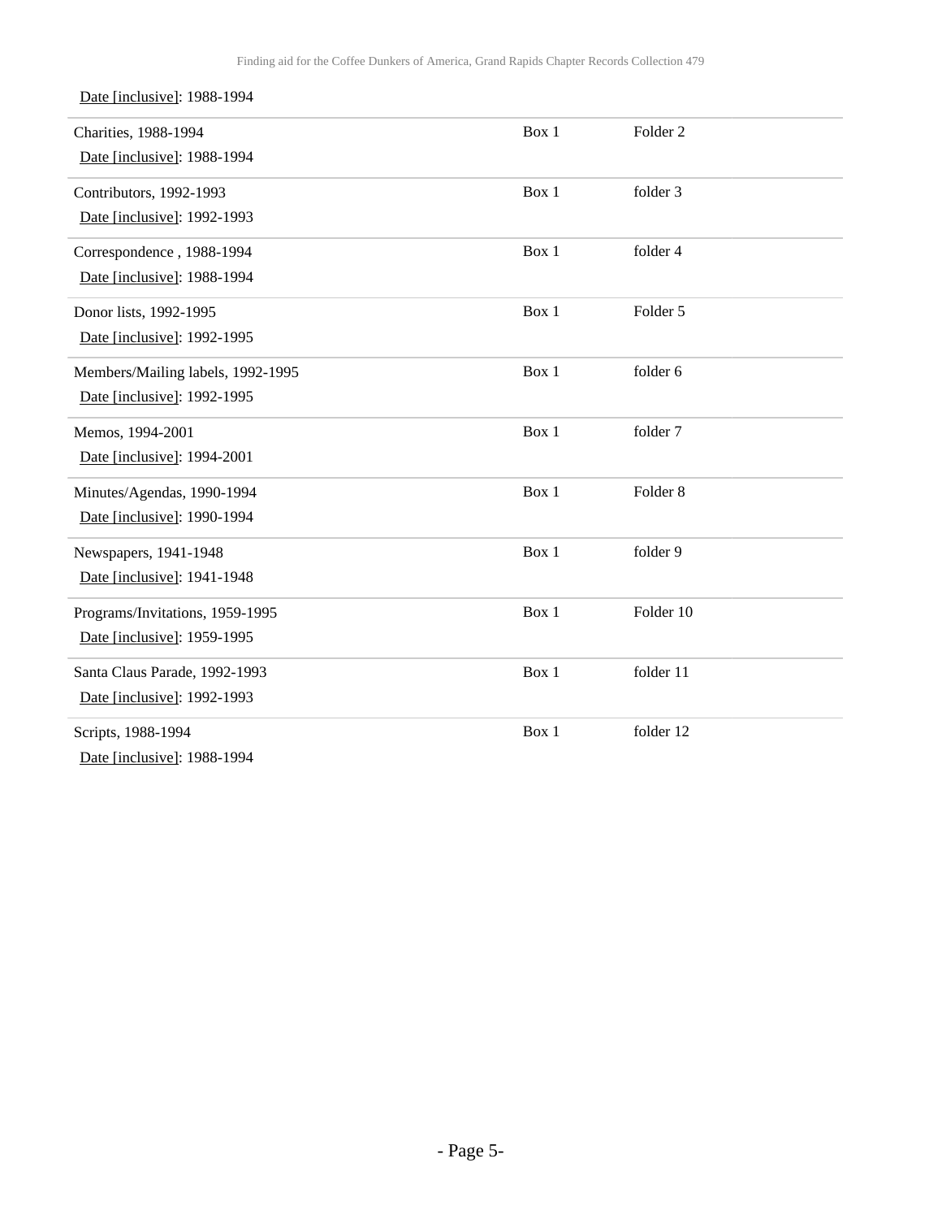Date [inclusive]: 1988-1994

| | | |
|---|---|---|
| Charities, 1988-1994<br>Date [inclusive]: 1988-1994 | Box 1 | Folder 2 |
| Contributors, 1992-1993<br>Date [inclusive]: 1992-1993 | Box 1 | folder 3 |
| Correspondence , 1988-1994<br>Date [inclusive]: 1988-1994 | Box 1 | folder 4 |
| Donor lists, 1992-1995<br>Date [inclusive]: 1992-1995 | Box 1 | Folder 5 |
| Members/Mailing labels, 1992-1995<br>Date [inclusive]: 1992-1995 | Box 1 | folder 6 |
| Memos, 1994-2001<br>Date [inclusive]: 1994-2001 | Box 1 | folder 7 |
| Minutes/Agendas, 1990-1994<br>Date [inclusive]: 1990-1994 | Box 1 | Folder 8 |
| Newspapers, 1941-1948<br>Date [inclusive]: 1941-1948 | Box 1 | folder 9 |
| Programs/Invitations, 1959-1995<br>Date [inclusive]: 1959-1995 | Box 1 | Folder 10 |
| Santa Claus Parade, 1992-1993<br>Date [inclusive]: 1992-1993 | Box 1 | folder 11 |
| Scripts, 1988-1994<br>Date [inclusive]: 1988-1994 | Box 1 | folder 12 |